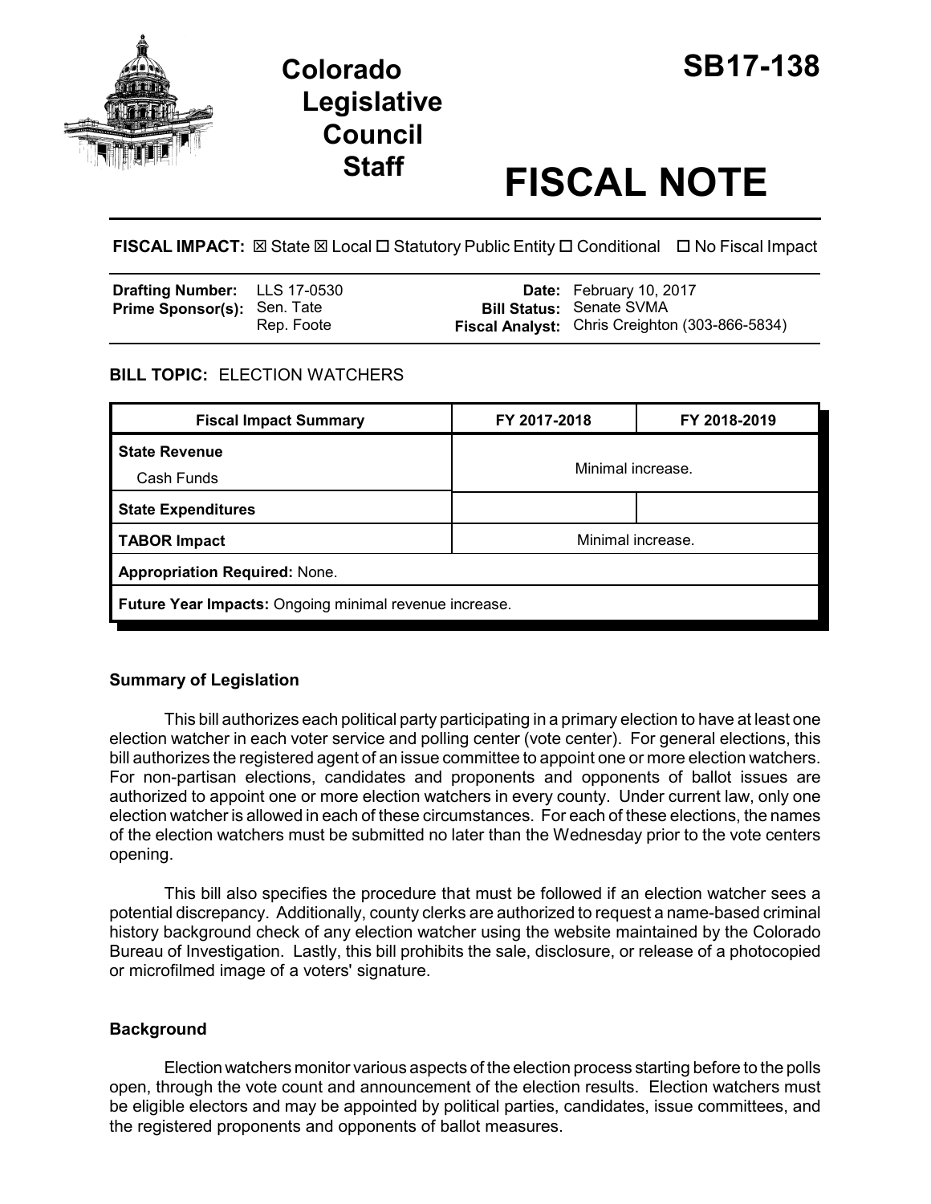# Colorado Legislative Council Staff

# SB17-138

# FISCAL NOTE

**FISCAL IMPACT:** ☒ State ☒ Local ☐ Statutory Public Entity ☐ Conditional ☐ No Fiscal Impact

| | | | |
|---|---|---|---|
| **Drafting Number:** | LLS 17-0530 | **Date:** | February 10, 2017 |
| **Prime Sponsor(s):** | Sen. Tate<br>Rep. Foote | **Bill Status:** | Senate SVMA |
| | | **Fiscal Analyst:** | Chris Creighton (303-866-5834) |

**BILL TOPIC:** ELECTION WATCHERS

| Fiscal Impact Summary | FY 2017-2018 | FY 2018-2019 |
|---|---|---|
| **State Revenue**<br>Cash Funds | Minimal increase. | |
| **State Expenditures** | | |
| **TABOR Impact** | Minimal increase. | |
| **Appropriation Required:** None. | | |
| **Future Year Impacts:** Ongoing minimal revenue increase. | | |

### Summary of Legislation

This bill authorizes each political party participating in a primary election to have at least one election watcher in each voter service and polling center (vote center). For general elections, this bill authorizes the registered agent of an issue committee to appoint one or more election watchers. For non-partisan elections, candidates and proponents and opponents of ballot issues are authorized to appoint one or more election watchers in every county. Under current law, only one election watcher is allowed in each of these circumstances. For each of these elections, the names of the election watchers must be submitted no later than the Wednesday prior to the vote centers opening.

This bill also specifies the procedure that must be followed if an election watcher sees a potential discrepancy. Additionally, county clerks are authorized to request a name-based criminal history background check of any election watcher using the website maintained by the Colorado Bureau of Investigation. Lastly, this bill prohibits the sale, disclosure, or release of a photocopied or microfilmed image of a voters' signature.

### Background

Election watchers monitor various aspects of the election process starting before to the polls open, through the vote count and announcement of the election results. Election watchers must be eligible electors and may be appointed by political parties, candidates, issue committees, and the registered proponents and opponents of ballot measures.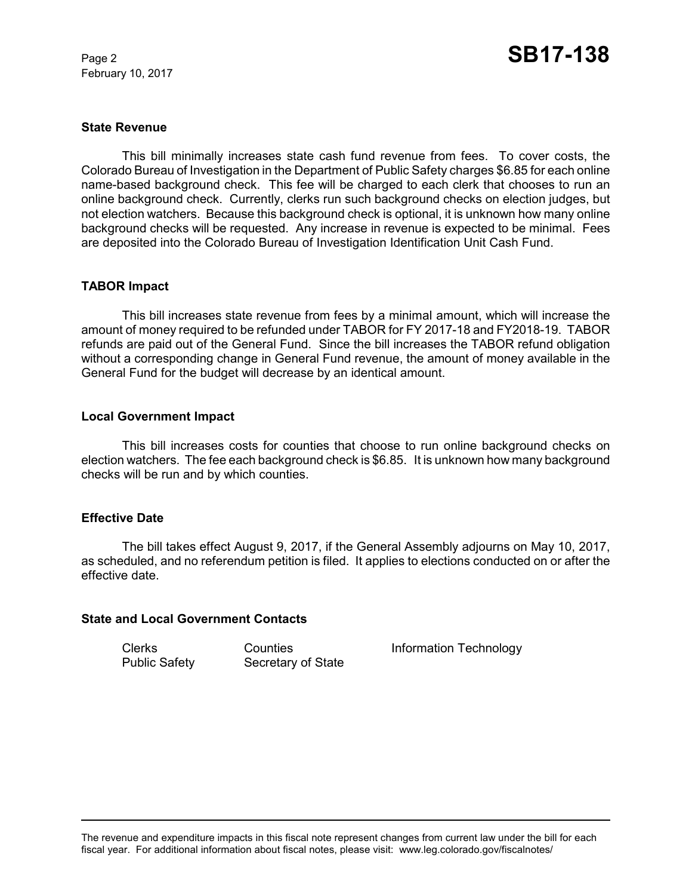### State Revenue

This bill minimally increases state cash fund revenue from fees. To cover costs, the Colorado Bureau of Investigation in the Department of Public Safety charges $6.85 for each online name-based background check. This fee will be charged to each clerk that chooses to run an online background check. Currently, clerks run such background checks on election judges, but not election watchers. Because this background check is optional, it is unknown how many online background checks will be requested. Any increase in revenue is expected to be minimal. Fees are deposited into the Colorado Bureau of Investigation Identification Unit Cash Fund.

### TABOR Impact

This bill increases state revenue from fees by a minimal amount, which will increase the amount of money required to be refunded under TABOR for FY 2017-18 and FY2018-19. TABOR refunds are paid out of the General Fund. Since the bill increases the TABOR refund obligation without a corresponding change in General Fund revenue, the amount of money available in the General Fund for the budget will decrease by an identical amount.

### Local Government Impact

This bill increases costs for counties that choose to run online background checks on election watchers. The fee each background check is $6.85. It is unknown how many background checks will be run and by which counties.

### Effective Date

The bill takes effect August 9, 2017, if the General Assembly adjourns on May 10, 2017, as scheduled, and no referendum petition is filed. It applies to elections conducted on or after the effective date.

### State and Local Government Contacts

| | | |
|---|---|---|
| Clerks | Counties | Information Technology |
| Public Safety | Secretary of State | |

The revenue and expenditure impacts in this fiscal note represent changes from current law under the bill for each fiscal year. For additional information about fiscal notes, please visit: www.leg.colorado.gov/fiscalnotes/